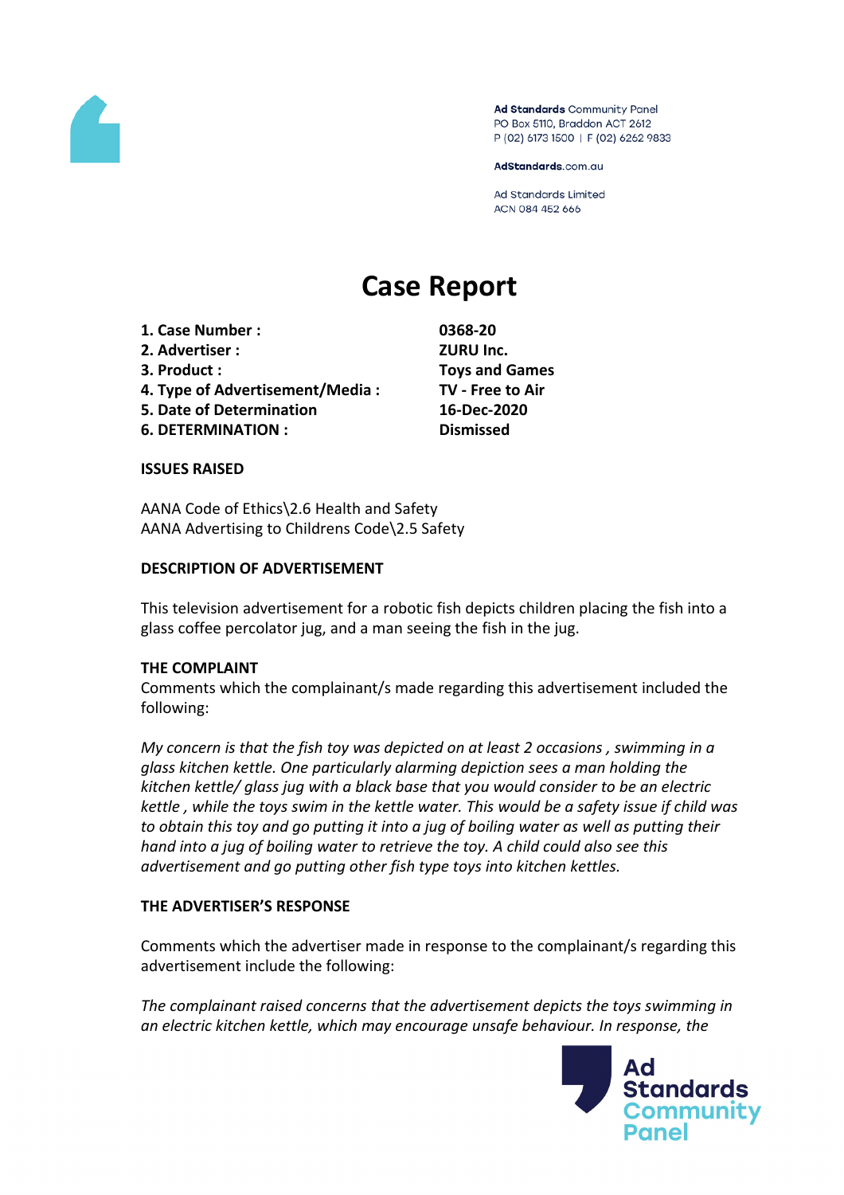Ad Standards Community Panel
PO Box 5110, Braddon ACT 2612
P (02) 6173 1500 | F (02) 6262 9833

AdStandards.com.au

Ad Standards Limited
ACN 084 452 666

# Case Report

1. **Case Number :** 0368-20
2. **Advertiser :** ZURU Inc.
3. **Product :** Toys and Games
4. **Type of Advertisement/Media :** TV - Free to Air
5. **Date of Determination** 16-Dec-2020
6. **DETERMINATION :** Dismissed

**ISSUES RAISED**

AANA Code of Ethics\2.6 Health and Safety
AANA Advertising to Childrens Code\2.5 Safety

**DESCRIPTION OF ADVERTISEMENT**

This television advertisement for a robotic fish depicts children placing the fish into a glass coffee percolator jug, and a man seeing the fish in the jug.

**THE COMPLAINT**

Comments which the complainant/s made regarding this advertisement included the following:

*My concern is that the fish toy was depicted on at least 2 occasions , swimming in a glass kitchen kettle. One particularly alarming depiction sees a man holding the kitchen kettle/ glass jug with a black base that you would consider to be an electric kettle , while the toys swim in the kettle water. This would be a safety issue if child was to obtain this toy and go putting it into a jug of boiling water as well as putting their hand into a jug of boiling water to retrieve the toy. A child could also see this advertisement and go putting other fish type toys into kitchen kettles.*

**THE ADVERTISER'S RESPONSE**

Comments which the advertiser made in response to the complainant/s regarding this advertisement include the following:

*The complainant raised concerns that the advertisement depicts the toys swimming in an electric kitchen kettle, which may encourage unsafe behaviour. In response, the*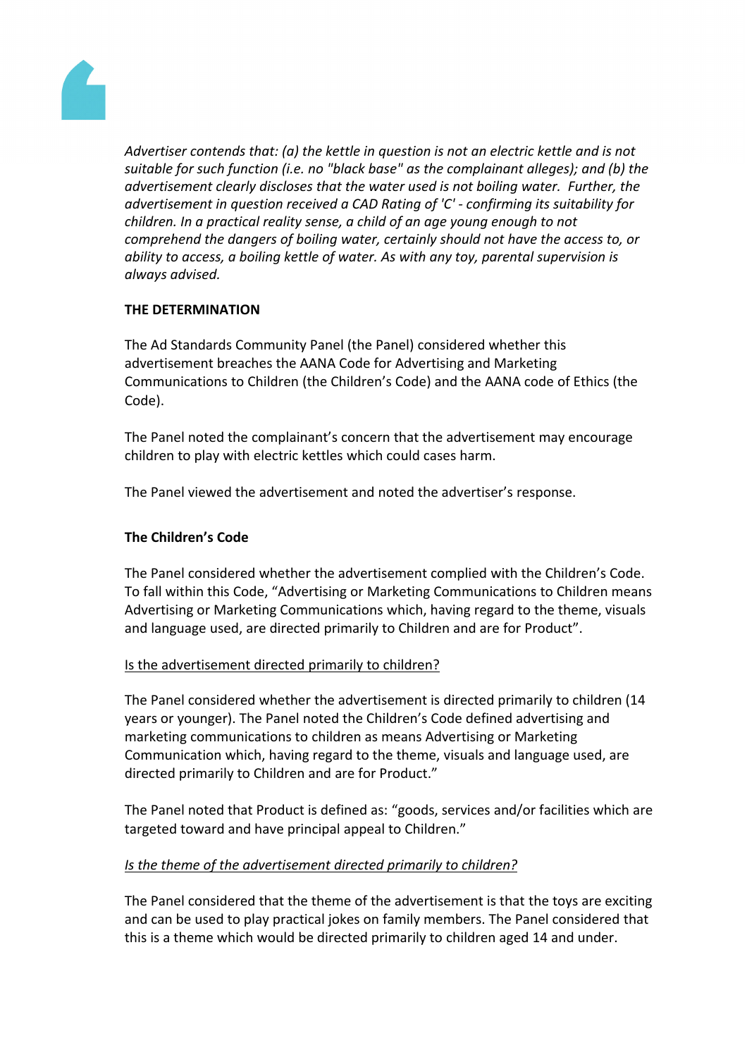*Advertiser contends that: (a) the kettle in question is not an electric kettle and is not suitable for such function (i.e. no "black base" as the complainant alleges); and (b) the advertisement clearly discloses that the water used is not boiling water. Further, the advertisement in question received a CAD Rating of 'C' - confirming its suitability for children. In a practical reality sense, a child of an age young enough to not comprehend the dangers of boiling water, certainly should not have the access to, or ability to access, a boiling kettle of water. As with any toy, parental supervision is always advised.*

**THE DETERMINATION**

The Ad Standards Community Panel (the Panel) considered whether this advertisement breaches the AANA Code for Advertising and Marketing Communications to Children (the Children's Code) and the AANA code of Ethics (the Code).

The Panel noted the complainant's concern that the advertisement may encourage children to play with electric kettles which could cases harm.

The Panel viewed the advertisement and noted the advertiser's response.

**The Children's Code**

The Panel considered whether the advertisement complied with the Children's Code. To fall within this Code, "Advertising or Marketing Communications to Children means Advertising or Marketing Communications which, having regard to the theme, visuals and language used, are directed primarily to Children and are for Product".

<u>Is the advertisement directed primarily to children?</u>

The Panel considered whether the advertisement is directed primarily to children (14 years or younger). The Panel noted the Children's Code defined advertising and marketing communications to children as means Advertising or Marketing Communication which, having regard to the theme, visuals and language used, are directed primarily to Children and are for Product."

The Panel noted that Product is defined as: "goods, services and/or facilities which are targeted toward and have principal appeal to Children."

*<u>Is the theme of the advertisement directed primarily to children?</u>*

The Panel considered that the theme of the advertisement is that the toys are exciting and can be used to play practical jokes on family members. The Panel considered that this is a theme which would be directed primarily to children aged 14 and under.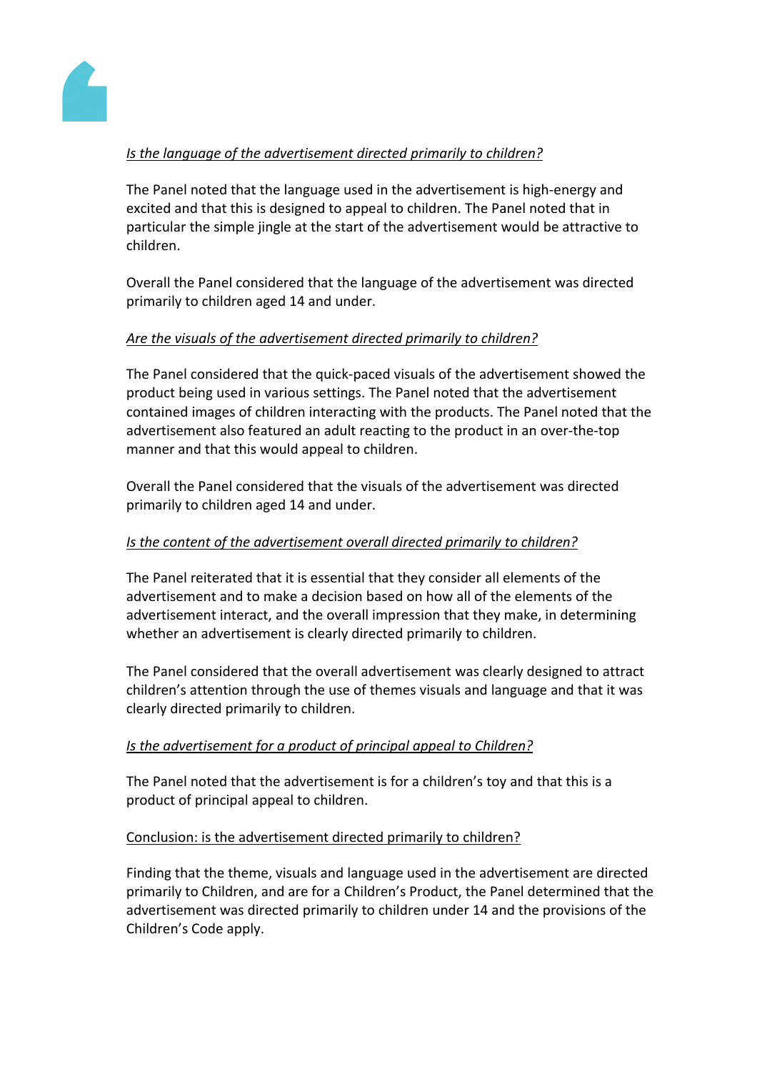*Is the language of the advertisement directed primarily to children?*

The Panel noted that the language used in the advertisement is high-energy and excited and that this is designed to appeal to children. The Panel noted that in particular the simple jingle at the start of the advertisement would be attractive to children.

Overall the Panel considered that the language of the advertisement was directed primarily to children aged 14 and under.

*Are the visuals of the advertisement directed primarily to children?*

The Panel considered that the quick-paced visuals of the advertisement showed the product being used in various settings. The Panel noted that the advertisement contained images of children interacting with the products. The Panel noted that the advertisement also featured an adult reacting to the product in an over-the-top manner and that this would appeal to children.

Overall the Panel considered that the visuals of the advertisement was directed primarily to children aged 14 and under.

*Is the content of the advertisement overall directed primarily to children?*

The Panel reiterated that it is essential that they consider all elements of the advertisement and to make a decision based on how all of the elements of the advertisement interact, and the overall impression that they make, in determining whether an advertisement is clearly directed primarily to children.

The Panel considered that the overall advertisement was clearly designed to attract children's attention through the use of themes visuals and language and that it was clearly directed primarily to children.

*Is the advertisement for a product of principal appeal to Children?*

The Panel noted that the advertisement is for a children's toy and that this is a product of principal appeal to children.

Conclusion: is the advertisement directed primarily to children?

Finding that the theme, visuals and language used in the advertisement are directed primarily to Children, and are for a Children's Product, the Panel determined that the advertisement was directed primarily to children under 14 and the provisions of the Children's Code apply.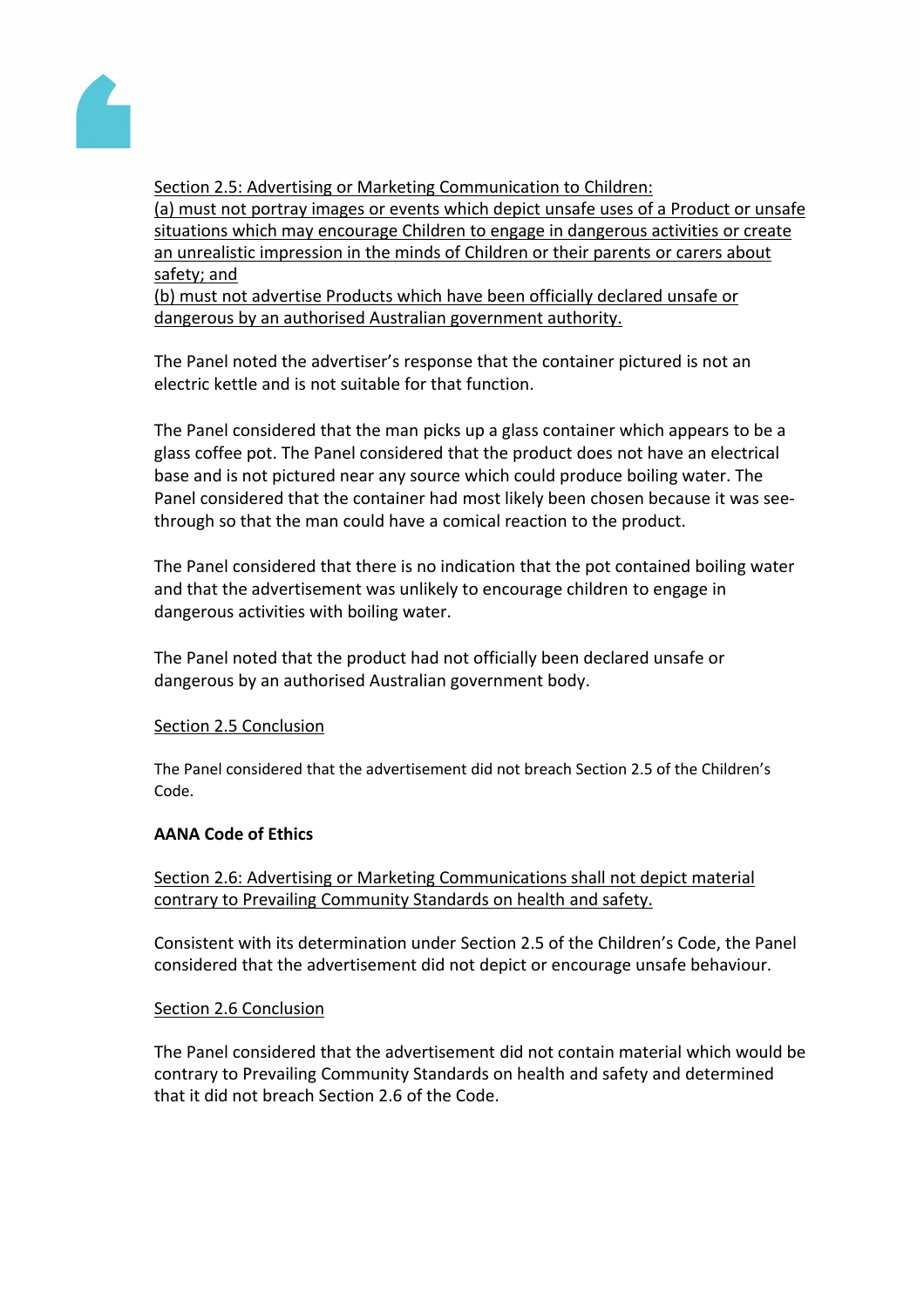<u>Section 2.5: Advertising or Marketing Communication to Children:</u>
<u>(a) must not portray images or events which depict unsafe uses of a Product or unsafe situations which may encourage Children to engage in dangerous activities or create an unrealistic impression in the minds of Children or their parents or carers about safety; and</u>
<u>(b) must not advertise Products which have been officially declared unsafe or dangerous by an authorised Australian government authority.</u>

The Panel noted the advertiser's response that the container pictured is not an electric kettle and is not suitable for that function.

The Panel considered that the man picks up a glass container which appears to be a glass coffee pot. The Panel considered that the product does not have an electrical base and is not pictured near any source which could produce boiling water. The Panel considered that the container had most likely been chosen because it was see-through so that the man could have a comical reaction to the product.

The Panel considered that there is no indication that the pot contained boiling water and that the advertisement was unlikely to encourage children to engage in dangerous activities with boiling water.

The Panel noted that the product had not officially been declared unsafe or dangerous by an authorised Australian government body.

<u>Section 2.5 Conclusion</u>

The Panel considered that the advertisement did not breach Section 2.5 of the Children's Code.

**AANA Code of Ethics**

<u>Section 2.6: Advertising or Marketing Communications shall not depict material contrary to Prevailing Community Standards on health and safety.</u>

Consistent with its determination under Section 2.5 of the Children's Code, the Panel considered that the advertisement did not depict or encourage unsafe behaviour.

<u>Section 2.6 Conclusion</u>

The Panel considered that the advertisement did not contain material which would be contrary to Prevailing Community Standards on health and safety and determined that it did not breach Section 2.6 of the Code.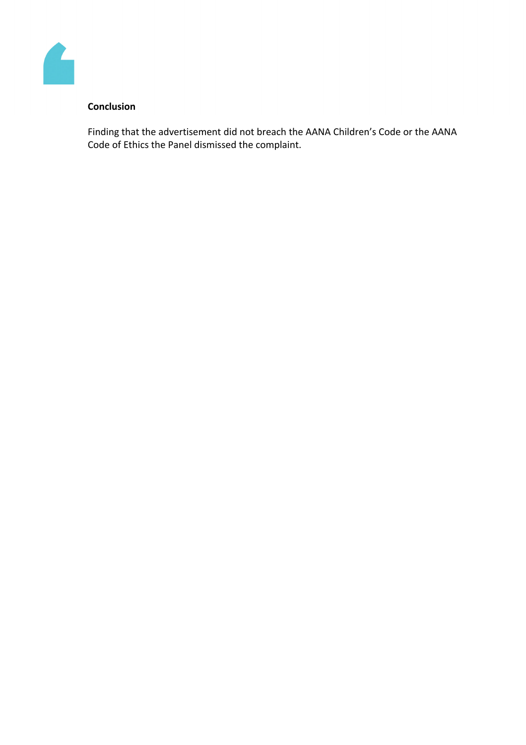**Conclusion**

Finding that the advertisement did not breach the AANA Children's Code or the AANA Code of Ethics the Panel dismissed the complaint.